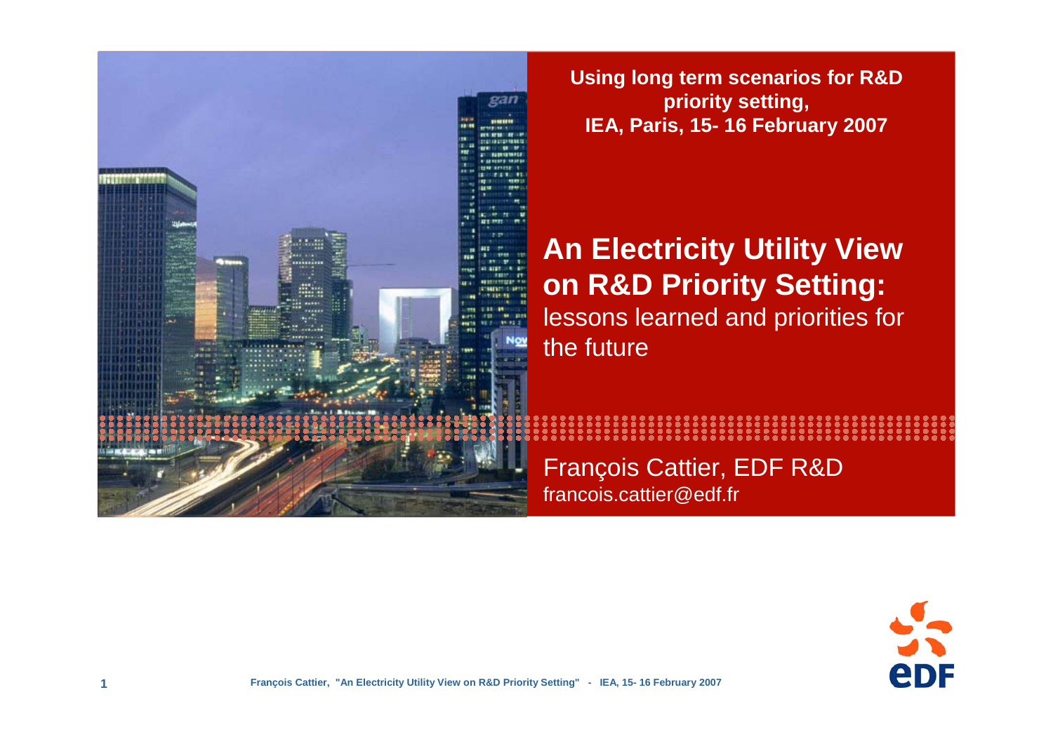**Using long term scenarios for R&D priority setting,**
**IEA, Paris, 15- 16 February 2007**

# An Electricity Utility View on R&D Priority Setting:

lessons learned and priorities for the future

François Cattier, EDF R&D

francois.cattier@edf.fr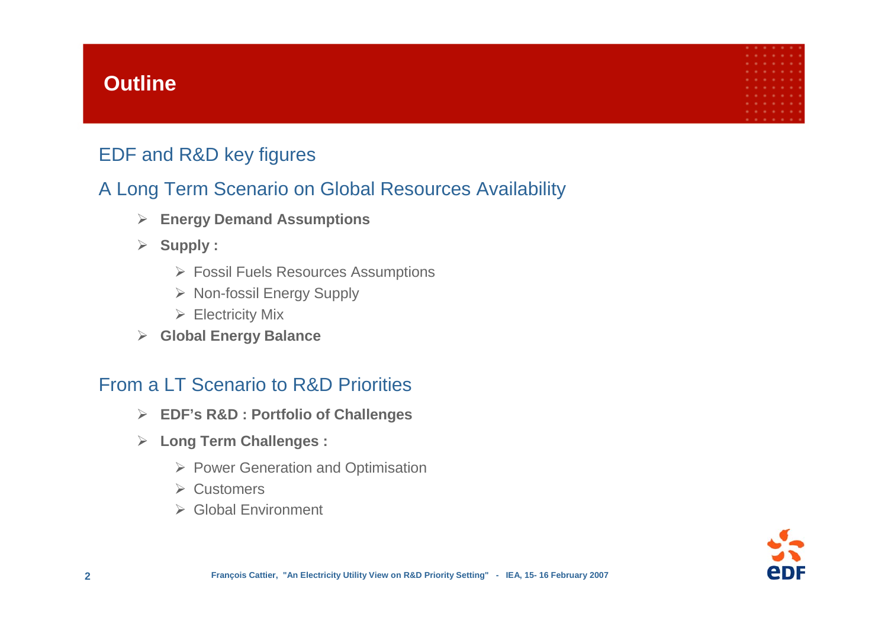# Outline

## EDF and R&D key figures

## A Long Term Scenario on Global Resources Availability

- **Energy Demand Assumptions**
- **Supply :**
  - Fossil Fuels Resources Assumptions
  - Non-fossil Energy Supply
  - Electricity Mix
- **Global Energy Balance**

## From a LT Scenario to R&D Priorities

- **EDF's R&D : Portfolio of Challenges**
- **Long Term Challenges :**
  - Power Generation and Optimisation
  - Customers
  - Global Environment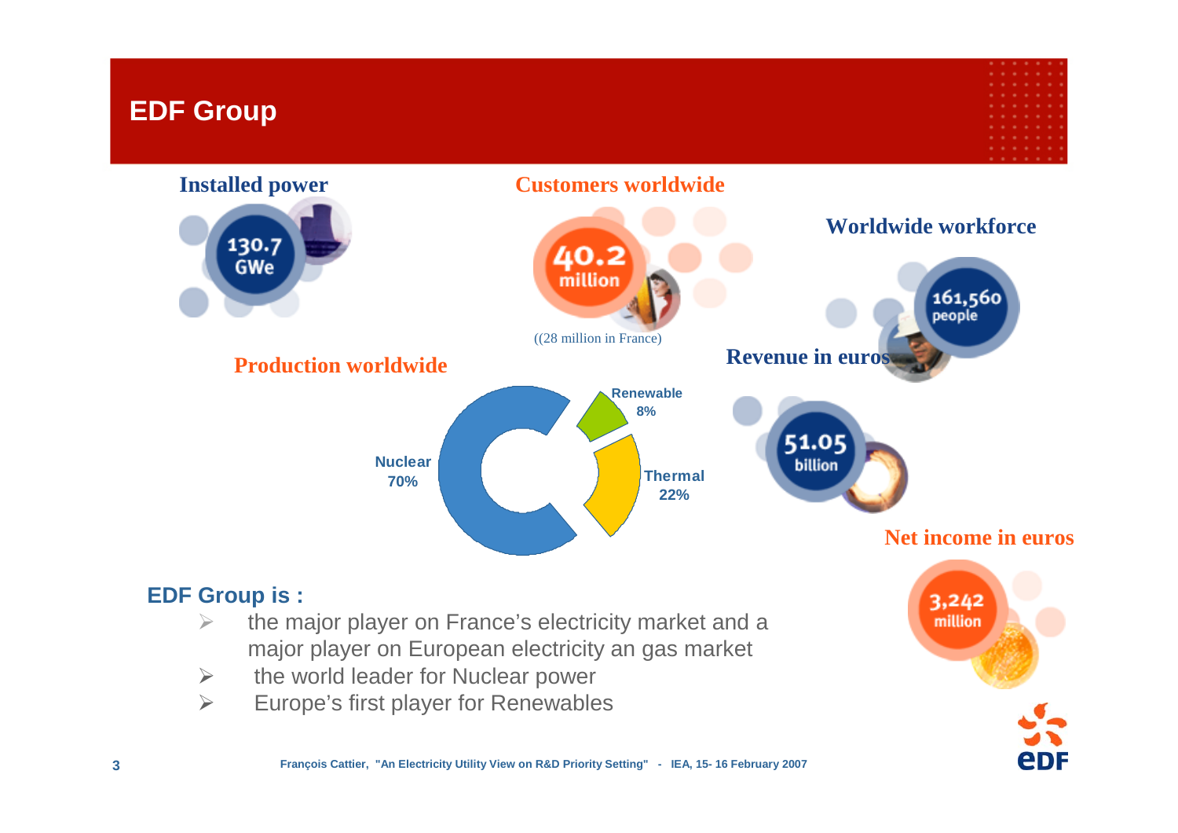# EDF Group

**Installed power**

130.7 GWe

**Customers worldwide**

40.2 million

((28 million in France)

**Worldwide workforce**

161,560 people

**Production worldwide**

- Nuclear 70%
- Renewable 8%
- Thermal 22%

**Revenue in euros**

51.05 billion

**Net income in euros**

3,242 million

**EDF Group is :**

- the major player on France's electricity market and a major player on European electricity an gas market
- the world leader for Nuclear power
- Europe's first player for Renewables

François Cattier, "An Electricity Utility View on R&D Priority Setting" - IEA, 15- 16 February 2007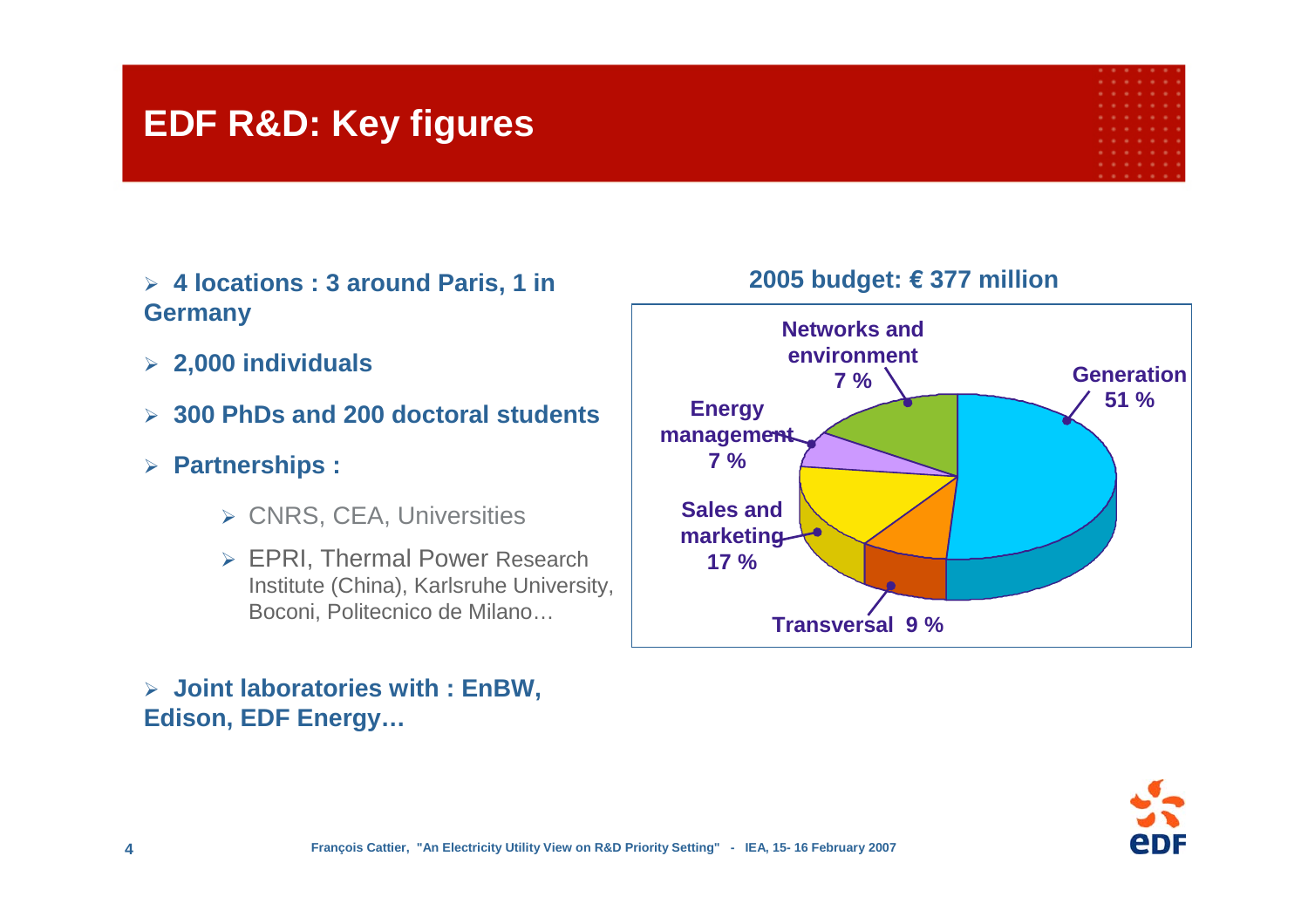# EDF R&D: Key figures

- **4 locations : 3 around Paris, 1 in Germany**
- **2,000 individuals**
- **300 PhDs and 200 doctoral students**
- **Partnerships :**
  - CNRS, CEA, Universities
  - EPRI, Thermal Power Research Institute (China), Karlsruhe University, Boconi, Politecnico de Milano…
- **Joint laboratories with : EnBW, Edison, EDF Energy…**

**2005 budget: € 377 million**

| Area | Share |
| --- | --- |
| Generation | 51 % |
| Sales and marketing | 17 % |
| Transversal | 9 % |
| Networks and environment | 7 % |
| Energy management | 7 % |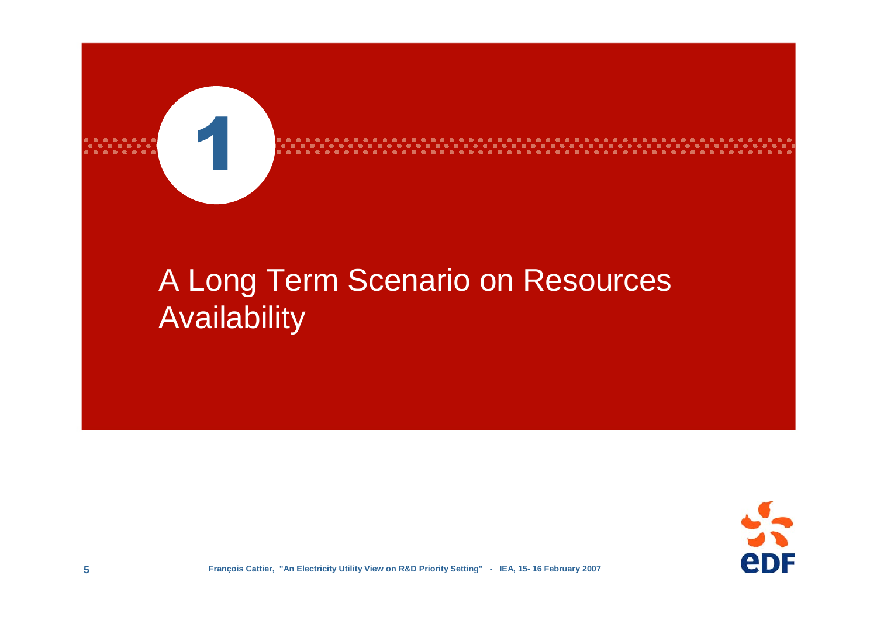# 1

# A Long Term Scenario on Resources Availability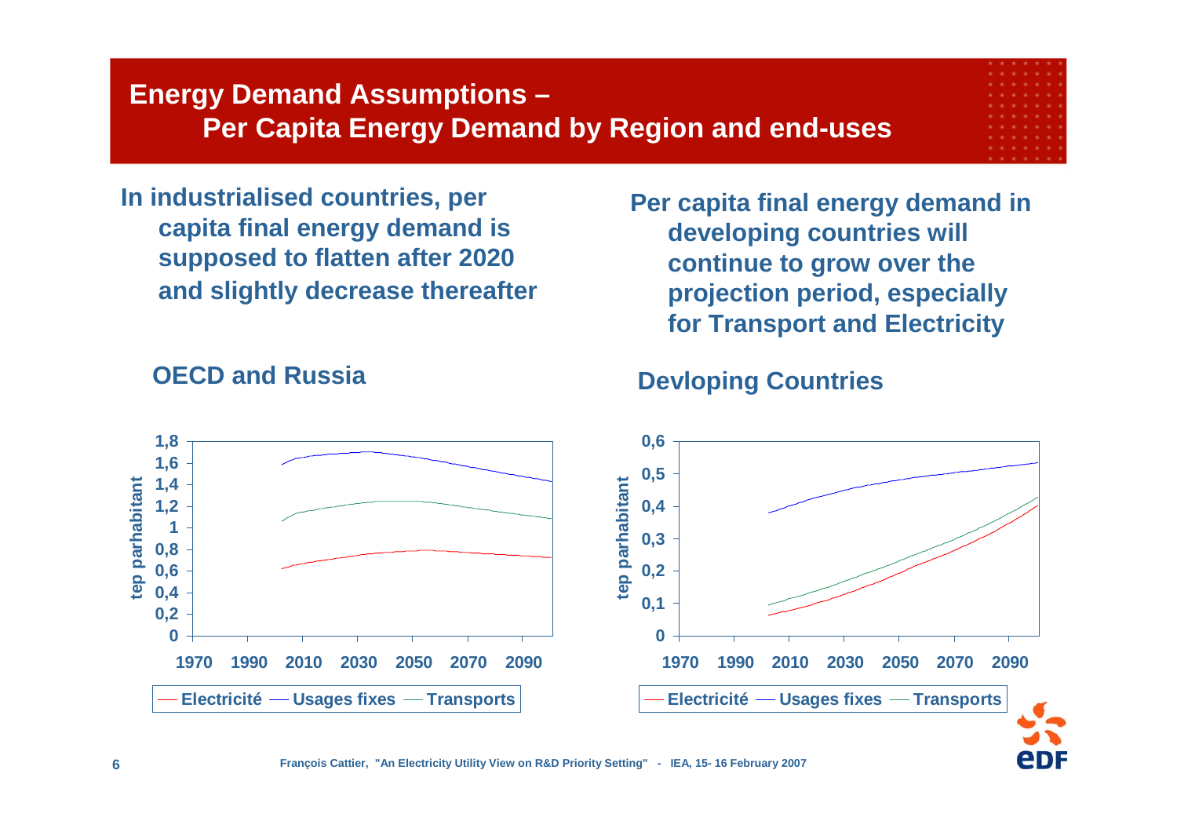# Energy Demand Assumptions –
## Per Capita Energy Demand by Region and end-uses

**In industrialised countries, per capita final energy demand is supposed to flatten after 2020 and slightly decrease thereafter**

**Per capita final energy demand in developing countries will continue to grow over the projection period, especially for Transport and Electricity**

### OECD and Russia

tep parhabitant

1,8
1,6
1,4
1,2
1
0,8
0,6
0,4
0,2
0

1970 1990 2010 2030 2050 2070 2090

— Electricité — Usages fixes — Transports

### Devloping Countries

tep parhabitant

0,6
0,5
0,4
0,3
0,2
0,1
0

1970 1990 2010 2030 2050 2070 2090

— Electricité — Usages fixes — Transports

François Cattier, "An Electricity Utility View on R&D Priority Setting" - IEA, 15- 16 February 2007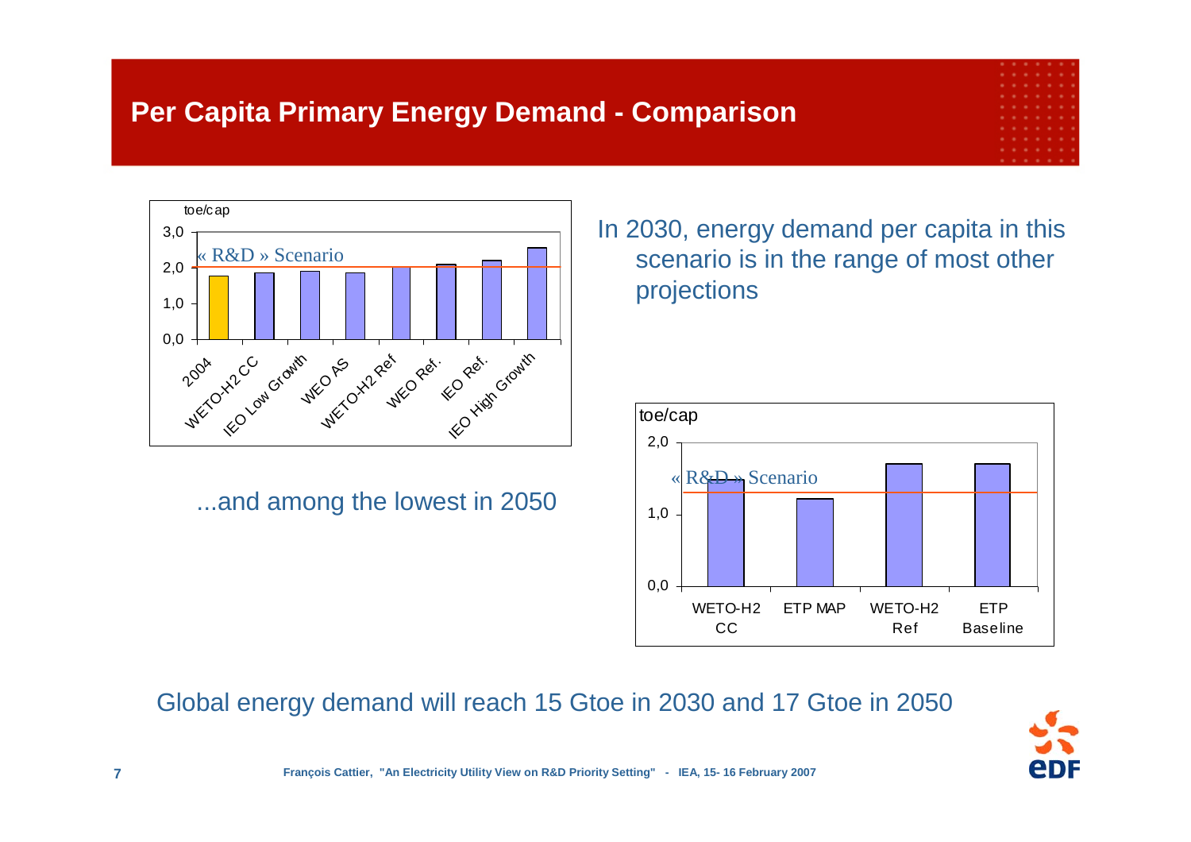# Per Capita Primary Energy Demand - Comparison

toe/cap

« R&D » Scenario

3,0
2,0
1,0
0,0

2004, WETO-H2 CC, IEO Low Growth, WEO AS, WETO-H2 Ref, WEO Ref., IEO Ref., IEO High Growth

In 2030, energy demand per capita in this scenario is in the range of most other projections

...and among the lowest in 2050

toe/cap

« R&D » Scenario

2,0
1,0
0,0

WETO-H2 CC, ETP MAP, WETO-H2 Ref, ETP Baseline

Global energy demand will reach 15 Gtoe in 2030 and 17 Gtoe in 2050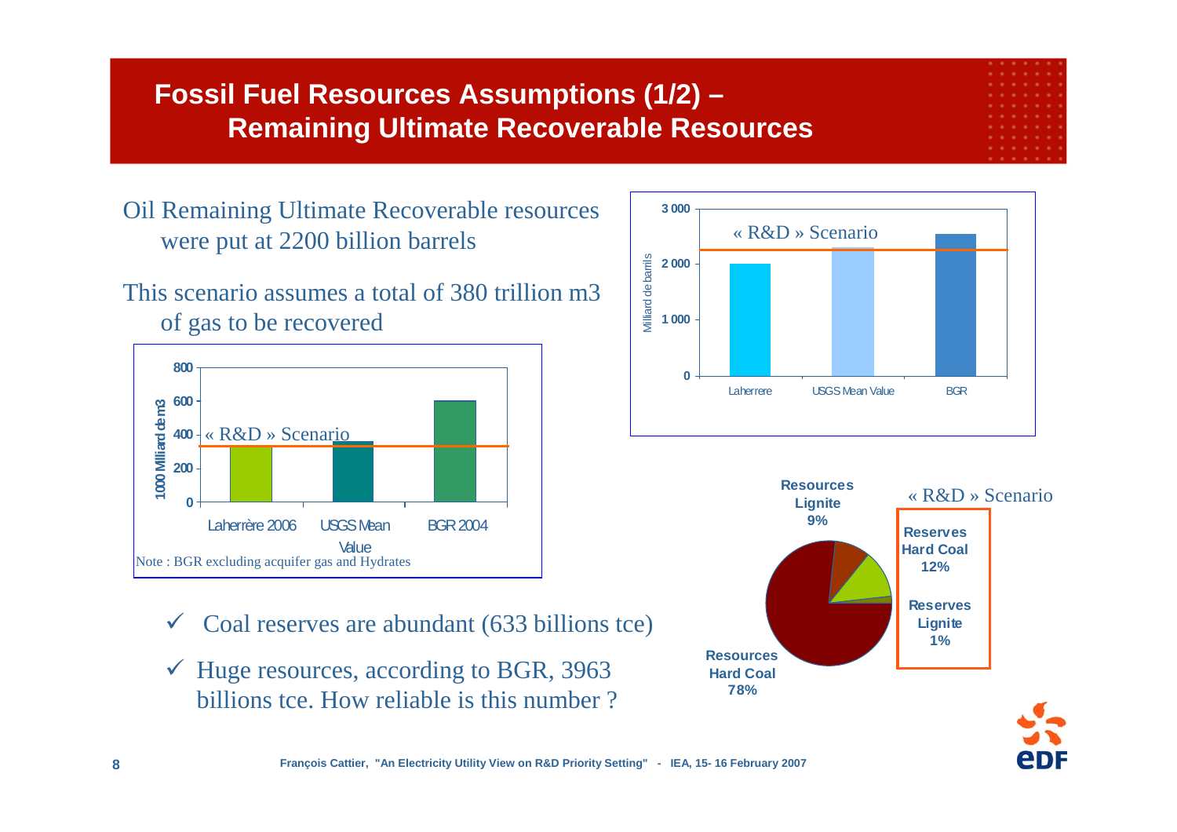# Fossil Fuel Resources Assumptions (1/2) – Remaining Ultimate Recoverable Resources

Oil Remaining Ultimate Recoverable resources were put at 2200 billion barrels

This scenario assumes a total of 380 trillion m3 of gas to be recovered

800
600
400
200
0

1000 Milliard de m3

« R&D » Scenario

Laherrère 2006 | USGS Mean Value | BGR 2004

Note : BGR excluding acquifer gas and Hydrates

3 000
2 000
1 000
0

Milliard de barils

« R&D » Scenario

Laherrere | USGS Mean Value | BGR

Resources Lignite 9%

« R&D » Scenario

Reserves Hard Coal 12%

Reserves Lignite 1%

Resources Hard Coal 78%

- ✓ Coal reserves are abundant (633 billions tce)
- ✓ Huge resources, according to BGR, 3963 billions tce. How reliable is this number ?

François Cattier, "An Electricity Utility View on R&D Priority Setting" - IEA, 15- 16 February 2007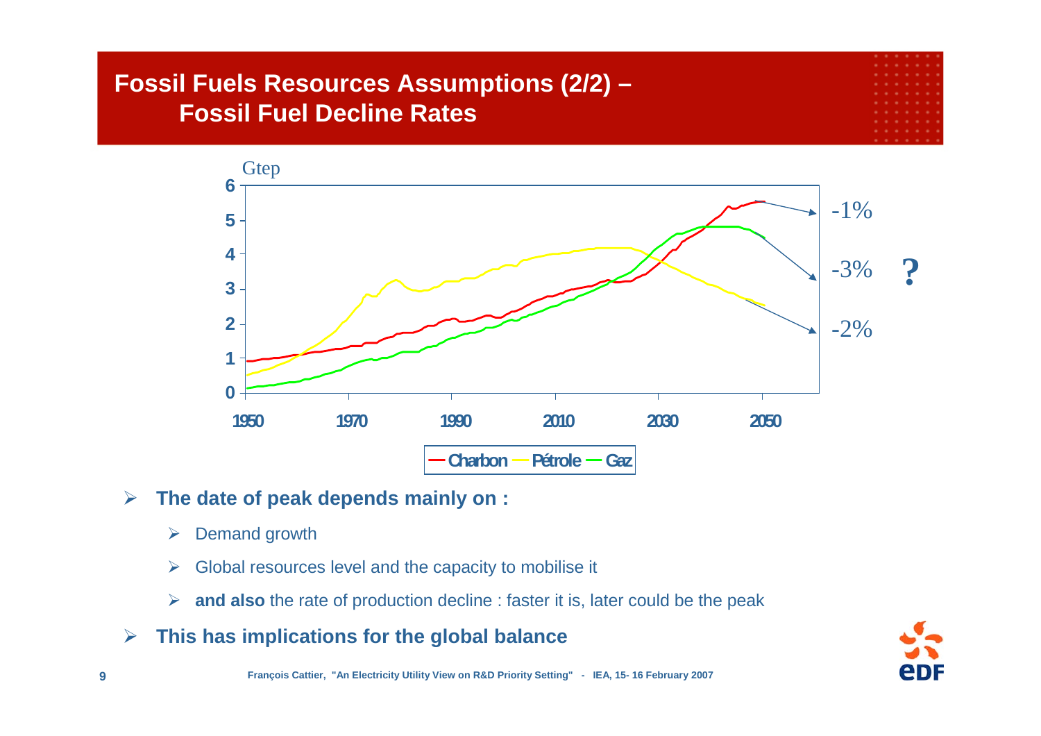# Fossil Fuels Resources Assumptions (2/2) – Fossil Fuel Decline Rates

Gtep

-1%

-3%

-2%

?

Charbon — Pétrole — Gaz

- **The date of peak depends mainly on :**
  - Demand growth
  - Global resources level and the capacity to mobilise it
  - **and also** the rate of production decline : faster it is, later could be the peak
- **This has implications for the global balance**

François Cattier, "An Electricity Utility View on R&D Priority Setting" - IEA, 15- 16 February 2007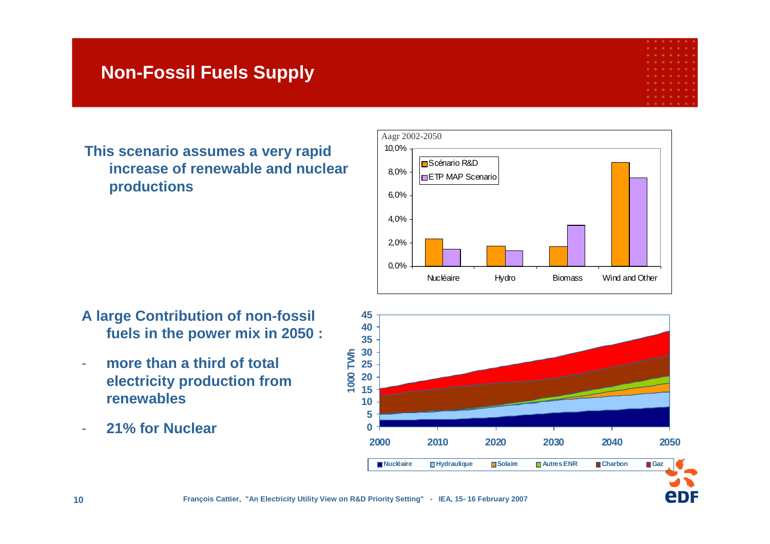# Non-Fossil Fuels Supply

**This scenario assumes a very rapid increase of renewable and nuclear productions**

Aagr 2002-2050

| | Scénario R&D | ETP MAP Scenario |
|---|---|---|
| Nucléaire | 2,3% | 1,4% |
| Hydro | 1,7% | 1,3% |
| Biomass | 1,6% | 3,5% |
| Wind and Other | 8,8% | 7,5% |

**A large Contribution of non-fossil fuels in the power mix in 2050 :**

- **more than a third of total electricity production from renewables**
- **21% for Nuclear**

1000 TWh, 2000–2050: Nucléaire, Hydraulique, Solaire, Autres ENR, Charbon, Gaz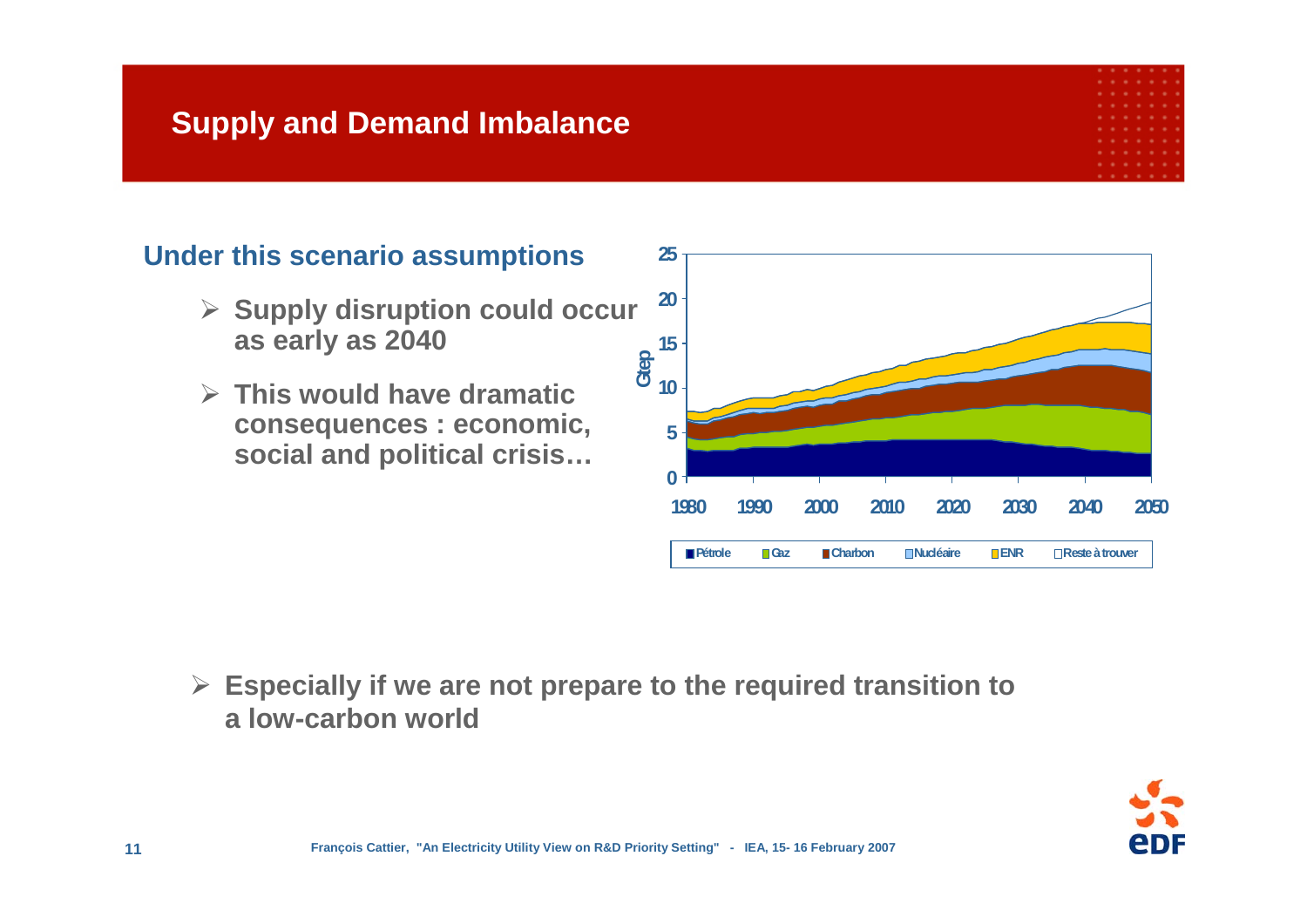# Supply and Demand Imbalance

## Under this scenario assumptions

- **Supply disruption could occur as early as 2040**
- **This would have dramatic consequences : economic, social and political crisis…**

- **Especially if we are not prepare to the required transition to a low-carbon world**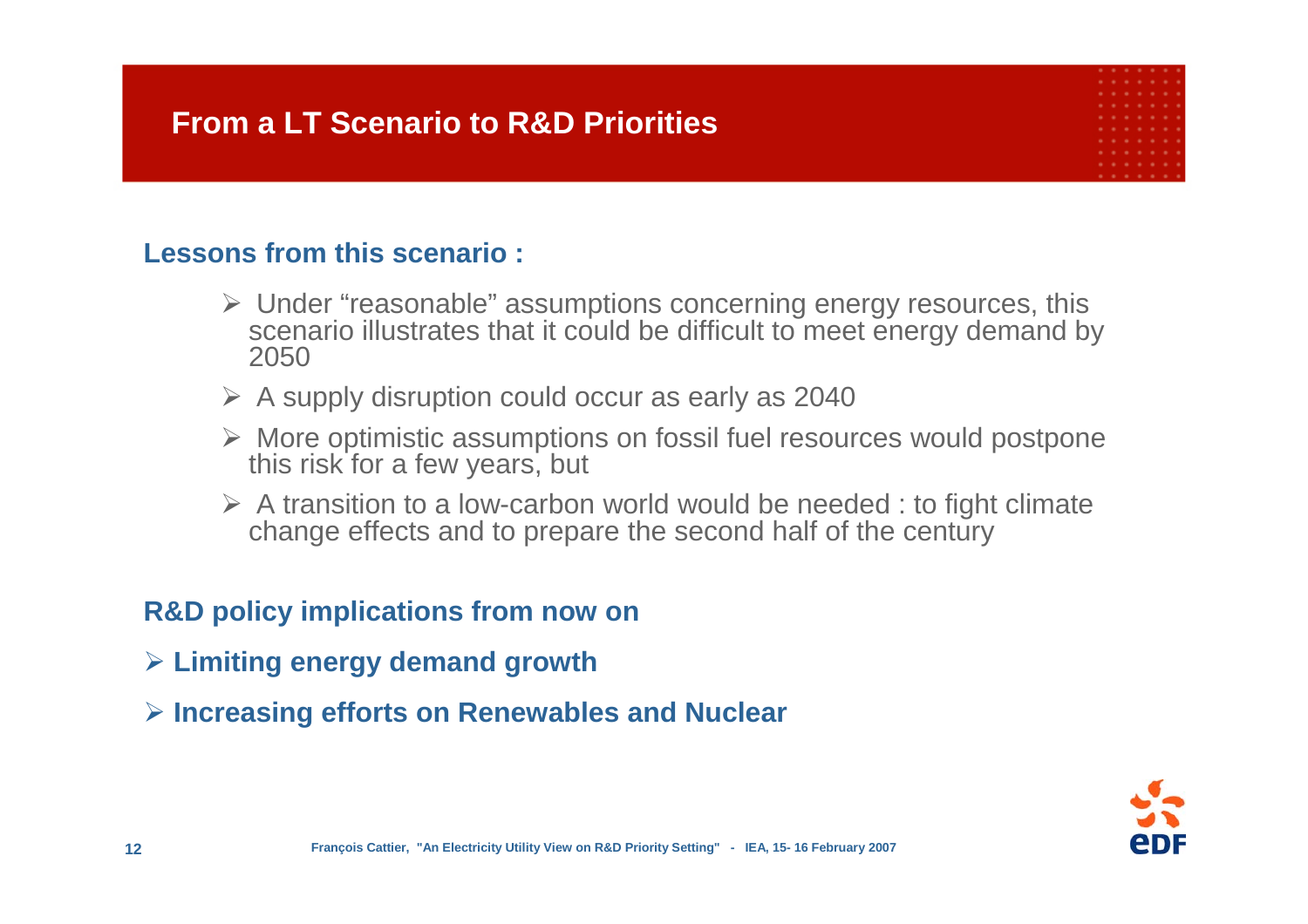# From a LT Scenario to R&D Priorities

**Lessons from this scenario :**

- Under “reasonable” assumptions concerning energy resources, this scenario illustrates that it could be difficult to meet energy demand by 2050
- A supply disruption could occur as early as 2040
- More optimistic assumptions on fossil fuel resources would postpone this risk for a few years, but
- A transition to a low-carbon world would be needed : to fight climate change effects and to prepare the second half of the century

**R&D policy implications from now on**

- **Limiting energy demand growth**
- **Increasing efforts on Renewables and Nuclear**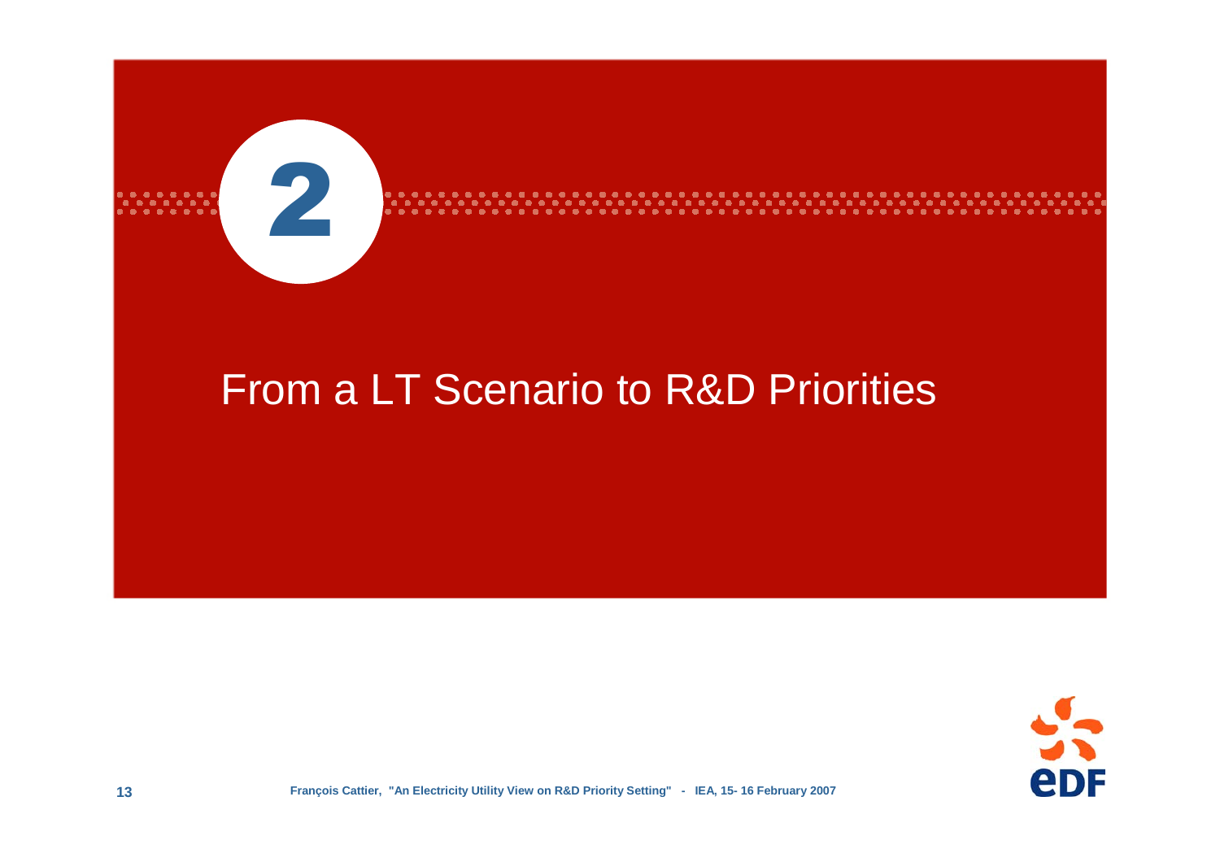# 2

## From a LT Scenario to R&D Priorities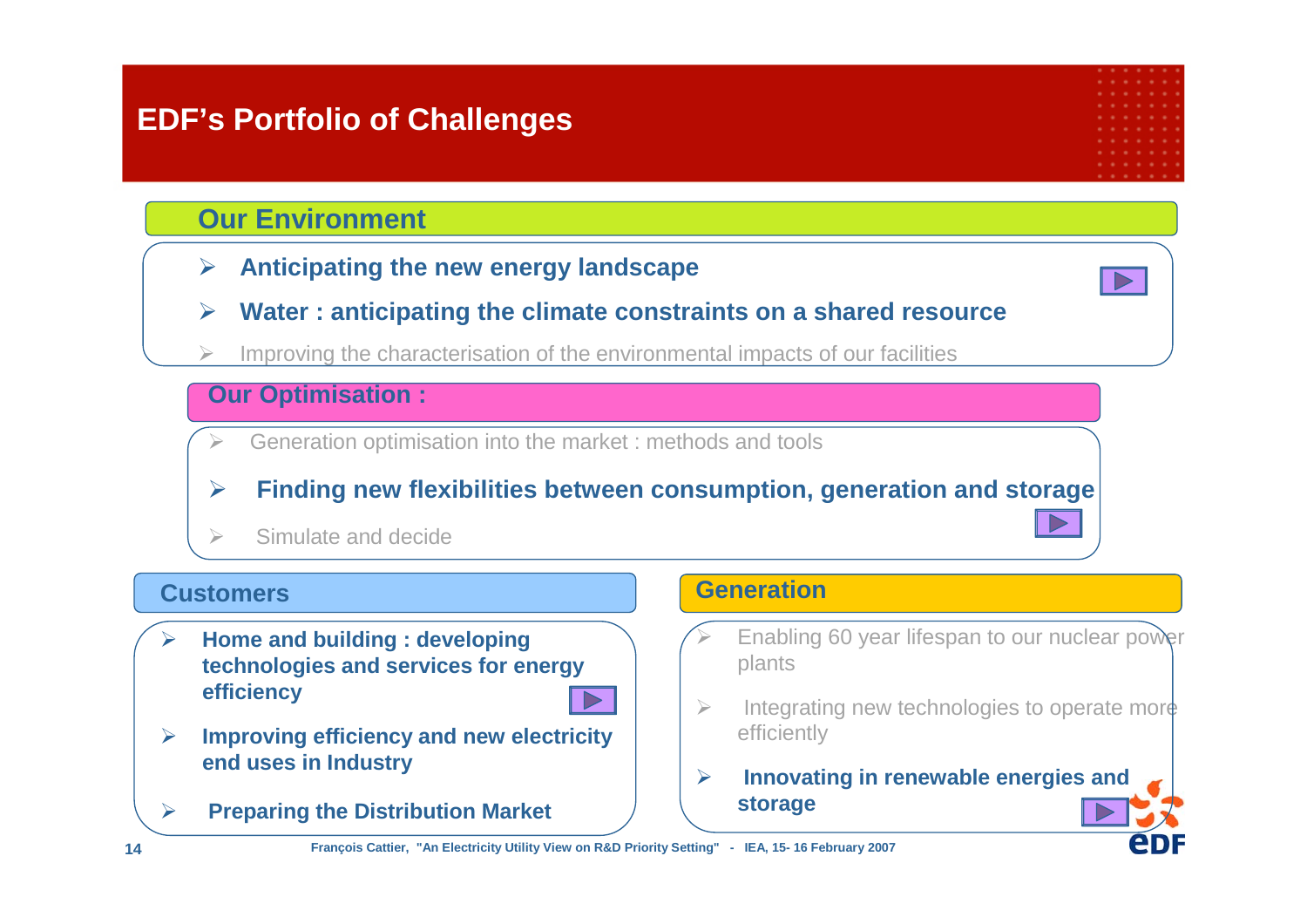# EDF's Portfolio of Challenges

## Our Environment

- **Anticipating the new energy landscape**
- **Water : anticipating the climate constraints on a shared resource**
- Improving the characterisation of the environmental impacts of our facilities

## Our Optimisation :

- Generation optimisation into the market : methods and tools
- **Finding new flexibilities between consumption, generation and storage**
- Simulate and decide

## Customers

- **Home and building : developing technologies and services for energy efficiency**
- **Improving efficiency and new electricity end uses in Industry**
- **Preparing the Distribution Market**

## Generation

- Enabling 60 year lifespan to our nuclear power plants
- Integrating new technologies to operate more efficiently
- **Innovating in renewable energies and storage**

François Cattier, "An Electricity Utility View on R&D Priority Setting" - IEA, 15- 16 February 2007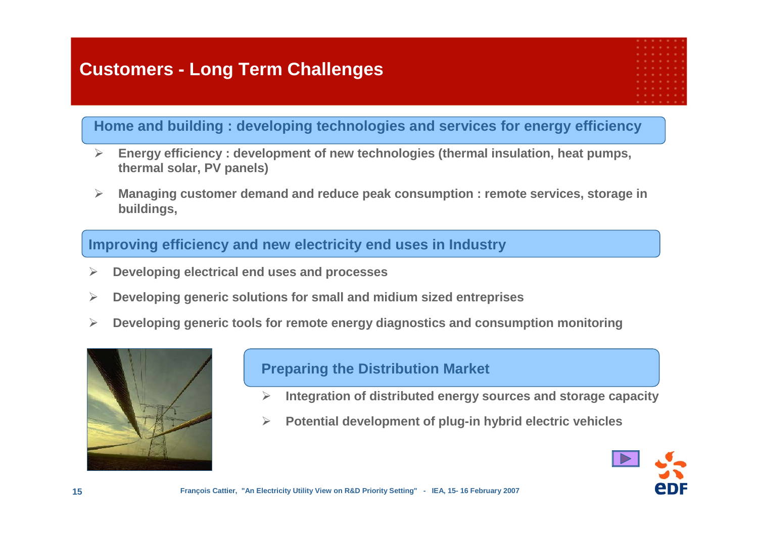# Customers - Long Term Challenges

## Home and building : developing technologies and services for energy efficiency

- **Energy efficiency : development of new technologies (thermal insulation, heat pumps, thermal solar, PV panels)**
- **Managing customer demand and reduce peak consumption : remote services, storage in buildings,**

## Improving efficiency and new electricity end uses in Industry

- **Developing electrical end uses and processes**
- **Developing generic solutions for small and midium sized entreprises**
- **Developing generic tools for remote energy diagnostics and consumption monitoring**

## Preparing the Distribution Market

- **Integration of distributed energy sources and storage capacity**
- **Potential development of plug-in hybrid electric vehicles**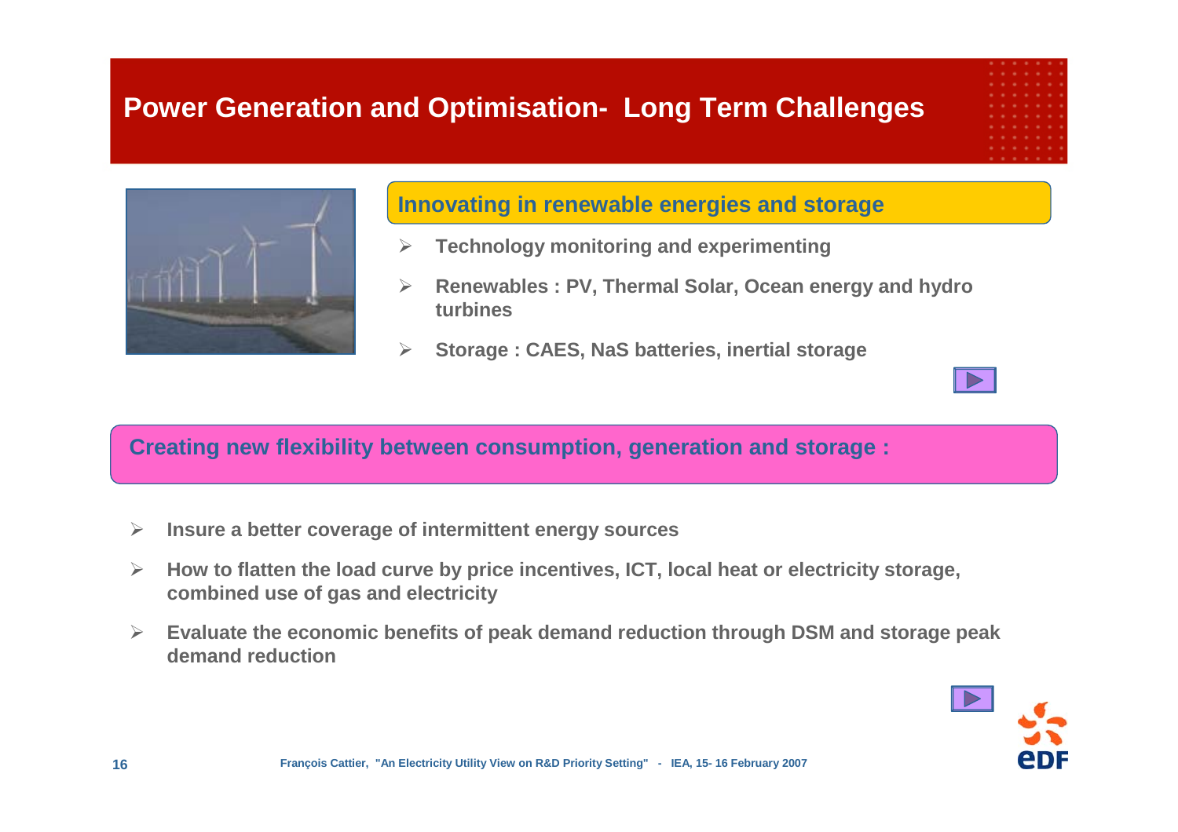# Power Generation and Optimisation- Long Term Challenges

## Innovating in renewable energies and storage

- Technology monitoring and experimenting
- Renewables : PV, Thermal Solar, Ocean energy and hydro turbines
- Storage : CAES, NaS batteries, inertial storage

## Creating new flexibility between consumption, generation and storage :

- Insure a better coverage of intermittent energy sources
- How to flatten the load curve by price incentives, ICT, local heat or electricity storage, combined use of gas and electricity
- Evaluate the economic benefits of peak demand reduction through DSM and storage peak demand reduction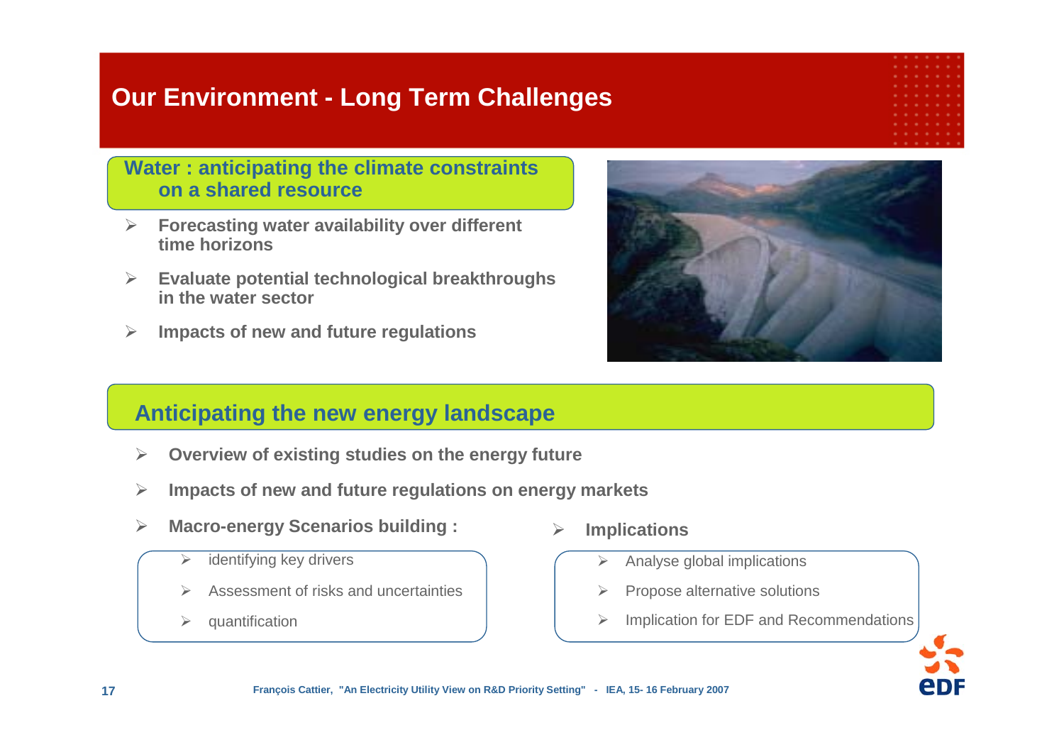# Our Environment - Long Term Challenges

## Water : anticipating the climate constraints on a shared resource

- Forecasting water availability over different time horizons
- Evaluate potential technological breakthroughs in the water sector
- Impacts of new and future regulations

## Anticipating the new energy landscape

- Overview of existing studies on the energy future
- Impacts of new and future regulations on energy markets
- Macro-energy Scenarios building :
  - identifying key drivers
  - Assessment of risks and uncertainties
  - quantification
- Implications
  - Analyse global implications
  - Propose alternative solutions
  - Implication for EDF and Recommendations

François Cattier, "An Electricity Utility View on R&D Priority Setting" - IEA, 15- 16 February 2007